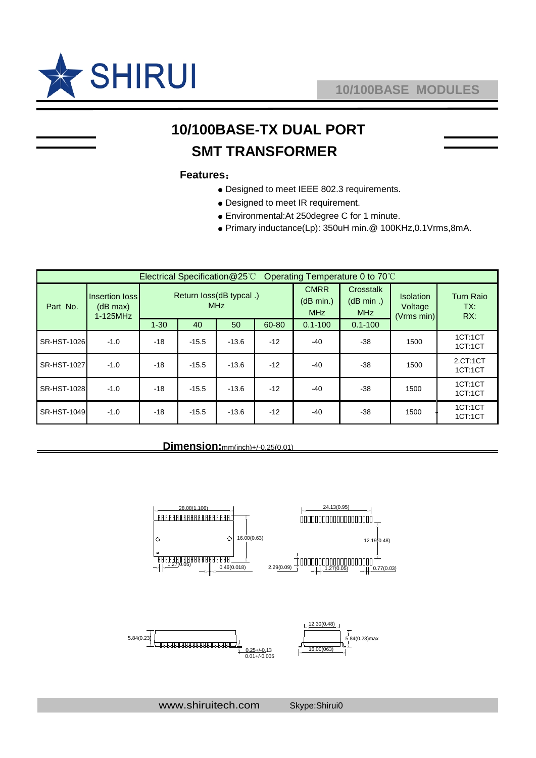# SHIRUI

10/100BASE MODULES

# 10/100BASE-TX DUAL PORT SMT TRANSFORMER

**Features：**

- Designed to meet IEEE 802.3 requirements.
- Designed to meet IR requirement.
- Environmental:At 250degree C for 1 minute.
- Primary inductance(Lp): 350uH min.@ 100KHz,0.1Vrms,8mA.

| Electrical Specification@25℃ Operating Temperature 0 to 70℃ | | | | | | | | | |
|---|---|---|---|---|---|---|---|---|---|
| Part No. | Insertion loss (dB max) 1-125MHz | Return loss(dB typcal .) MHz | | | | CMRR (dB min.) MHz | Crosstalk (dB min .) MHz | Isolation Voltage (Vrms min) | Turn Raio TX: RX: |
| | | 1-30 | 40 | 50 | 60-80 | 0.1-100 | 0.1-100 | | |
| SR-HST-1026 | -1.0 | -18 | -15.5 | -13.6 | -12 | -40 | -38 | 1500 | 1CT:1CT 1CT:1CT |
| SR-HST-1027 | -1.0 | -18 | -15.5 | -13.6 | -12 | -40 | -38 | 1500 | 2.CT:1CT 1CT:1CT |
| SR-HST-1028 | -1.0 | -18 | -15.5 | -13.6 | -12 | -40 | -38 | 1500 | 1CT:1CT 1CT:1CT |
| SR-HST-1049 | -1.0 | -18 | -15.5 | -13.6 | -12 | -40 | -38 | 1500 | 1CT:1CT 1CT:1CT |

**Dimension:** mm(inch)+/-0.25(0.01)

28.08(1.106)
16.00(0.63)
1.27(0.05)
0.46(0.018)
24.13(0.95)
12.19(0.48)
2.29(0.09)
1.27(0.05)
0.77(0.03)
5.84(0.23)
0.25+/-0.13
0.01+/-0.005
12.30(0.48)
5.84(0.23)max
16.00(063)

www.shiruitech.com Skype:Shirui0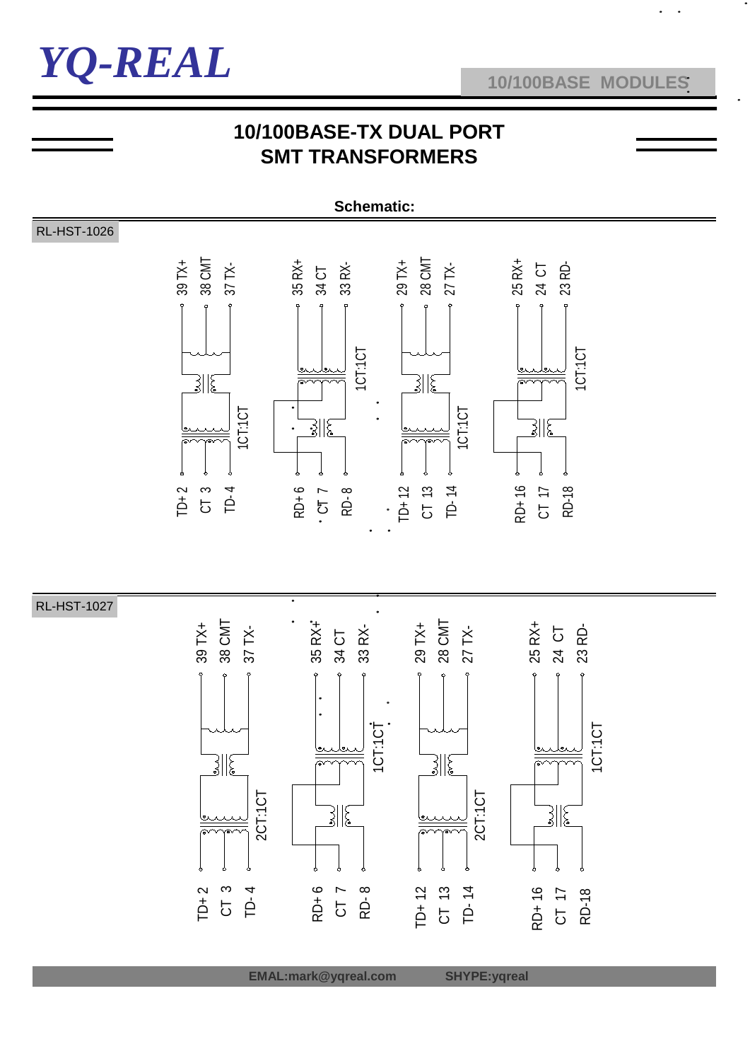# 10/100BASE-TX DUAL PORT SMT TRANSFORMERS

**Schematic:**

RL-HST-1026

39 TX+ 38 CMT 37 TX- 35 RX+ 34 CT 33 RX- 29 TX+ 28 CMT 27 TX- 25 RX+ 24 CT 23 RD-

1CT:1CT 1CT:1CT 1CT:1CT 1CT:1CT

TD+ 2 CT 3 TD- 4 RD+ 6 CT 7 RD- 8 TD+ 12 CT 13 TD- 14 RD+ 16 CT 17 RD-18

RL-HST-1027

39 TX+ 38 CMT 37 TX- 35 RX+ 34 CT 33 RX- 29 TX+ 28 CMT 27 TX- 25 RX+ 24 CT 23 RD-

2CT:1CT 1CT:1CT 2CT:1CT 1CT:1CT

TD+ 2 CT 3 TD- 4 RD+ 6 CT 7 RD- 8 TD+ 12 CT 13 TD- 14 RD+ 16 CT 17 RD-18

**EMAL:mark@yqreal.com** **SHYPE:yqreal**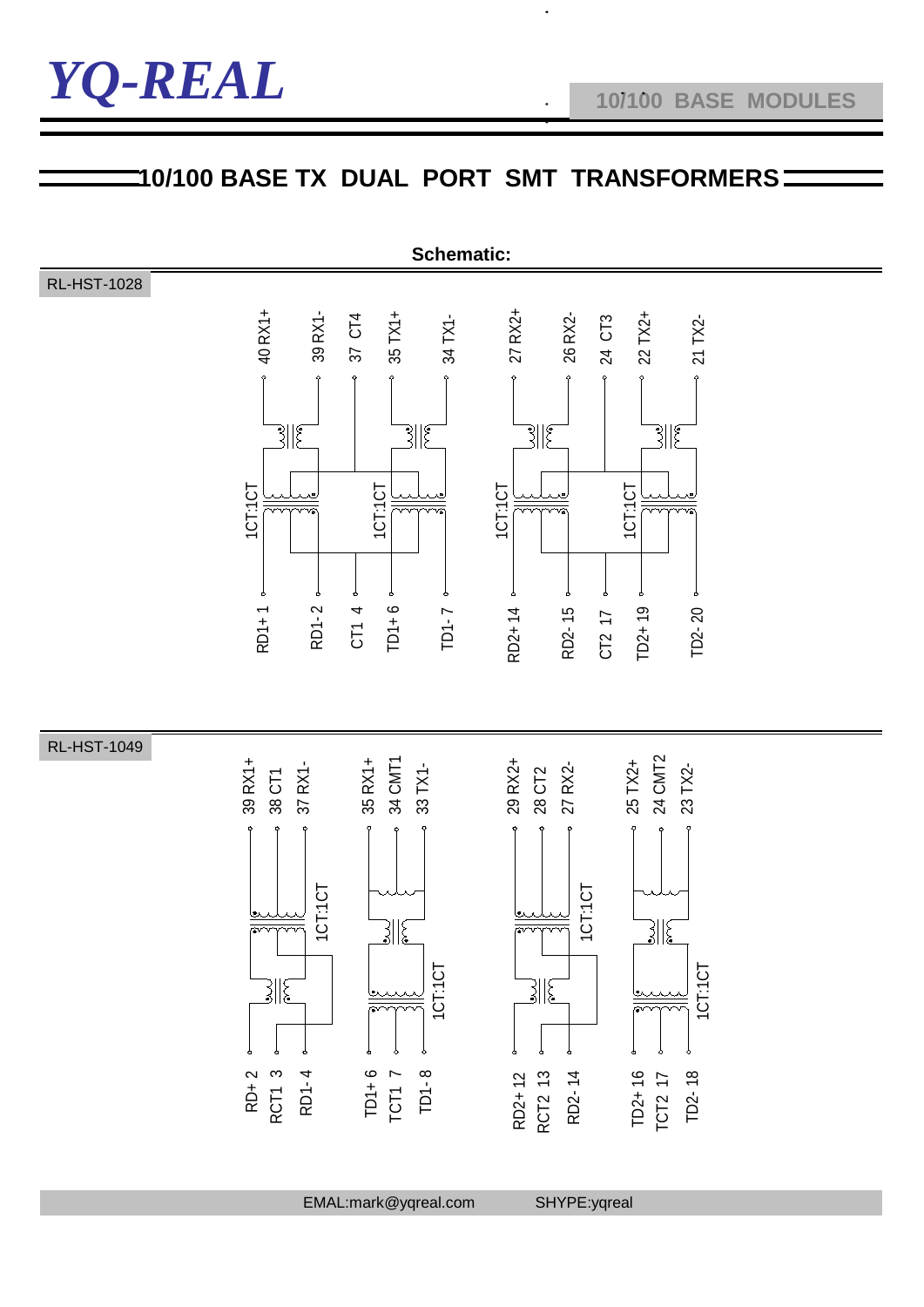*YQ-REAL*

## 10/100 BASE TX DUAL PORT SMT TRANSFORMERS

**Schematic:**

RL-HST-1028

40 RX1+
39 RX1-
37 CT4
35 TX1+
34 TX1-
27 RX2+
26 RX2-
24 CT3
22 TX2+
21 TX2-

1CT:1CT
1CT:1CT
1CT:1CT
1CT:1CT

RD1+ 1
RD1- 2
CT1 4
TD1+ 6
TD1- 7
RD2+ 14
RD2- 15
CT2 17
TD2+ 19
TD2- 20

RL-HST-1049

39 RX1+
38 CT1
37 RX1-
35 RX1+
34 CMT1
33 TX1-
29 RX2+
28 CT2
27 RX2-
25 TX2+
24 CMT2
23 TX2-

1CT:1CT
1CT:1CT
1CT:1CT
1CT:1CT

RD+ 2
RCT1 3
RD1- 4
TD1+ 6
TCT1 7
TD1- 8
RD2+ 12
RCT2 13
RD2- 14
TD2+ 16
TCT2 17
TD2- 18

EMAL:mark@yqreal.com SHYPE:yqreal